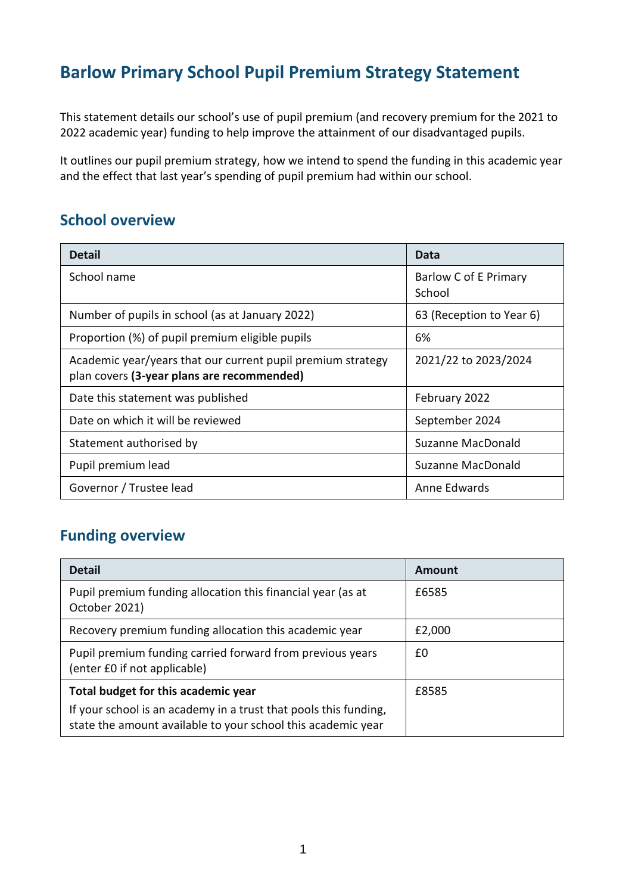# Barlow Primary School Pupil Premium Strategy Statement

This statement details our school's use of pupil premium (and recovery premium for the 2021 to 2022 academic year) funding to help improve the attainment of our disadvantaged pupils.

It outlines our pupil premium strategy, how we intend to spend the funding in this academic year and the effect that last year's spending of pupil premium had within our school.

## School overview

| Detail | Data |
|---|---|
| School name | Barlow C of E Primary School |
| Number of pupils in school (as at January 2022) | 63 (Reception to Year 6) |
| Proportion (%) of pupil premium eligible pupils | 6% |
| Academic year/years that our current pupil premium strategy plan covers **(3-year plans are recommended)** | 2021/22 to 2023/2024 |
| Date this statement was published | February 2022 |
| Date on which it will be reviewed | September 2024 |
| Statement authorised by | Suzanne MacDonald |
| Pupil premium lead | Suzanne MacDonald |
| Governor / Trustee lead | Anne Edwards |

## Funding overview

| Detail | Amount |
|---|---|
| Pupil premium funding allocation this financial year (as at October 2021) | £6585 |
| Recovery premium funding allocation this academic year | £2,000 |
| Pupil premium funding carried forward from previous years (enter £0 if not applicable) | £0 |
| **Total budget for this academic year** If your school is an academy in a trust that pools this funding, state the amount available to your school this academic year | £8585 |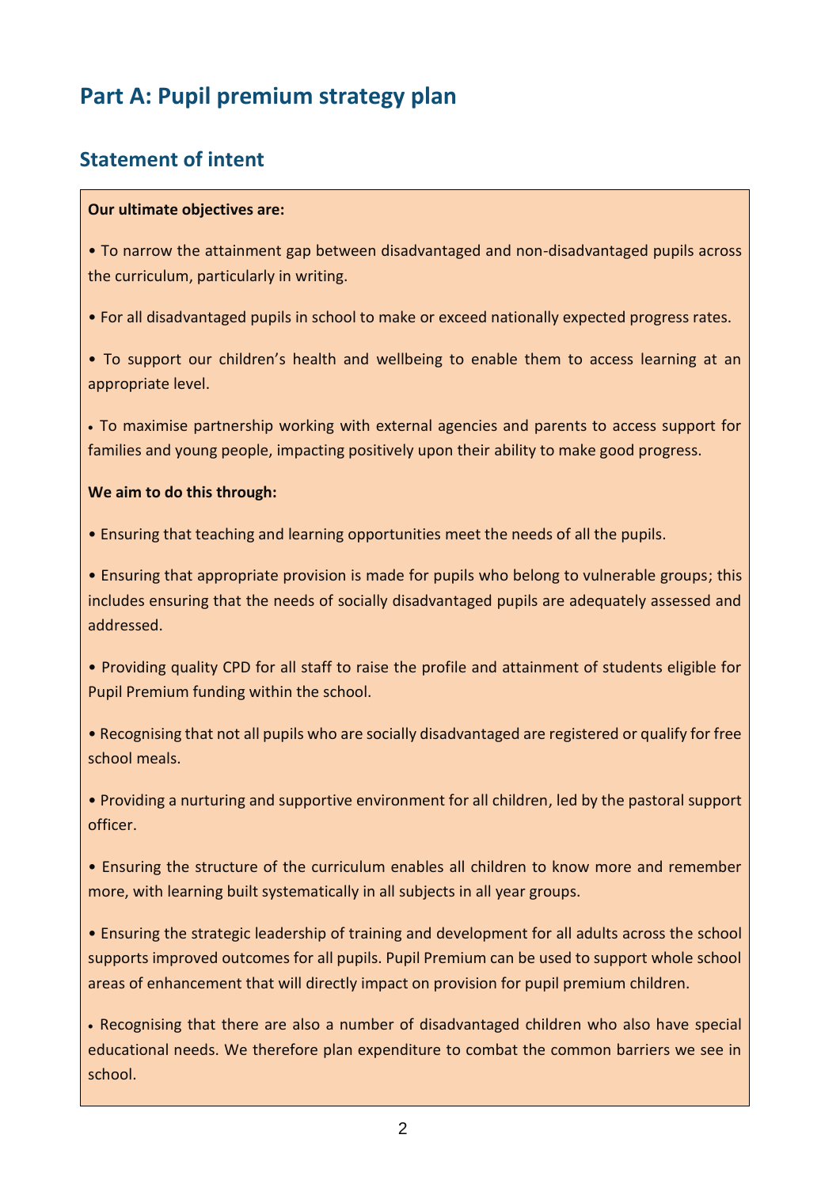# Part A: Pupil premium strategy plan

## Statement of intent

**Our ultimate objectives are:**

- To narrow the attainment gap between disadvantaged and non-disadvantaged pupils across the curriculum, particularly in writing.
- For all disadvantaged pupils in school to make or exceed nationally expected progress rates.
- To support our children's health and wellbeing to enable them to access learning at an appropriate level.
- To maximise partnership working with external agencies and parents to access support for families and young people, impacting positively upon their ability to make good progress.

**We aim to do this through:**

- Ensuring that teaching and learning opportunities meet the needs of all the pupils.
- Ensuring that appropriate provision is made for pupils who belong to vulnerable groups; this includes ensuring that the needs of socially disadvantaged pupils are adequately assessed and addressed.
- Providing quality CPD for all staff to raise the profile and attainment of students eligible for Pupil Premium funding within the school.
- Recognising that not all pupils who are socially disadvantaged are registered or qualify for free school meals.
- Providing a nurturing and supportive environment for all children, led by the pastoral support officer.
- Ensuring the structure of the curriculum enables all children to know more and remember more, with learning built systematically in all subjects in all year groups.
- Ensuring the strategic leadership of training and development for all adults across the school supports improved outcomes for all pupils. Pupil Premium can be used to support whole school areas of enhancement that will directly impact on provision for pupil premium children.
- Recognising that there are also a number of disadvantaged children who also have special educational needs. We therefore plan expenditure to combat the common barriers we see in school.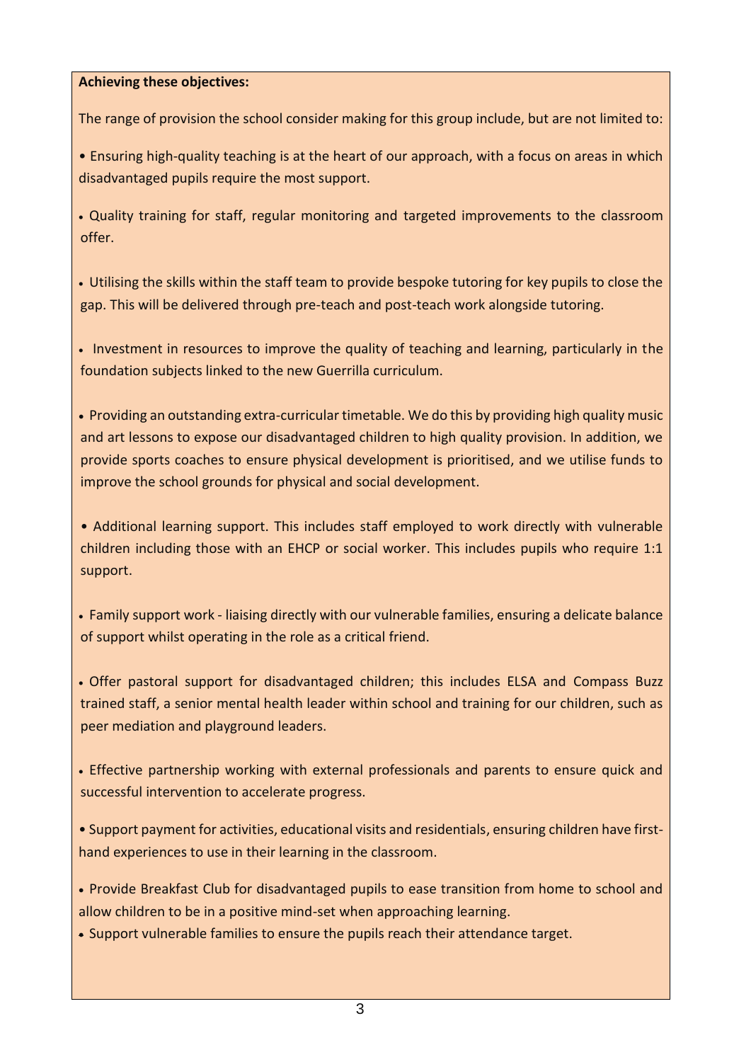**Achieving these objectives:**

The range of provision the school consider making for this group include, but are not limited to:

- Ensuring high-quality teaching is at the heart of our approach, with a focus on areas in which disadvantaged pupils require the most support.
- Quality training for staff, regular monitoring and targeted improvements to the classroom offer.
- Utilising the skills within the staff team to provide bespoke tutoring for key pupils to close the gap. This will be delivered through pre-teach and post-teach work alongside tutoring.
- Investment in resources to improve the quality of teaching and learning, particularly in the foundation subjects linked to the new Guerrilla curriculum.
- Providing an outstanding extra-curricular timetable. We do this by providing high quality music and art lessons to expose our disadvantaged children to high quality provision. In addition, we provide sports coaches to ensure physical development is prioritised, and we utilise funds to improve the school grounds for physical and social development.
- Additional learning support. This includes staff employed to work directly with vulnerable children including those with an EHCP or social worker. This includes pupils who require 1:1 support.
- Family support work - liaising directly with our vulnerable families, ensuring a delicate balance of support whilst operating in the role as a critical friend.
- Offer pastoral support for disadvantaged children; this includes ELSA and Compass Buzz trained staff, a senior mental health leader within school and training for our children, such as peer mediation and playground leaders.
- Effective partnership working with external professionals and parents to ensure quick and successful intervention to accelerate progress.
- Support payment for activities, educational visits and residentials, ensuring children have first-hand experiences to use in their learning in the classroom.
- Provide Breakfast Club for disadvantaged pupils to ease transition from home to school and allow children to be in a positive mind-set when approaching learning.
- Support vulnerable families to ensure the pupils reach their attendance target.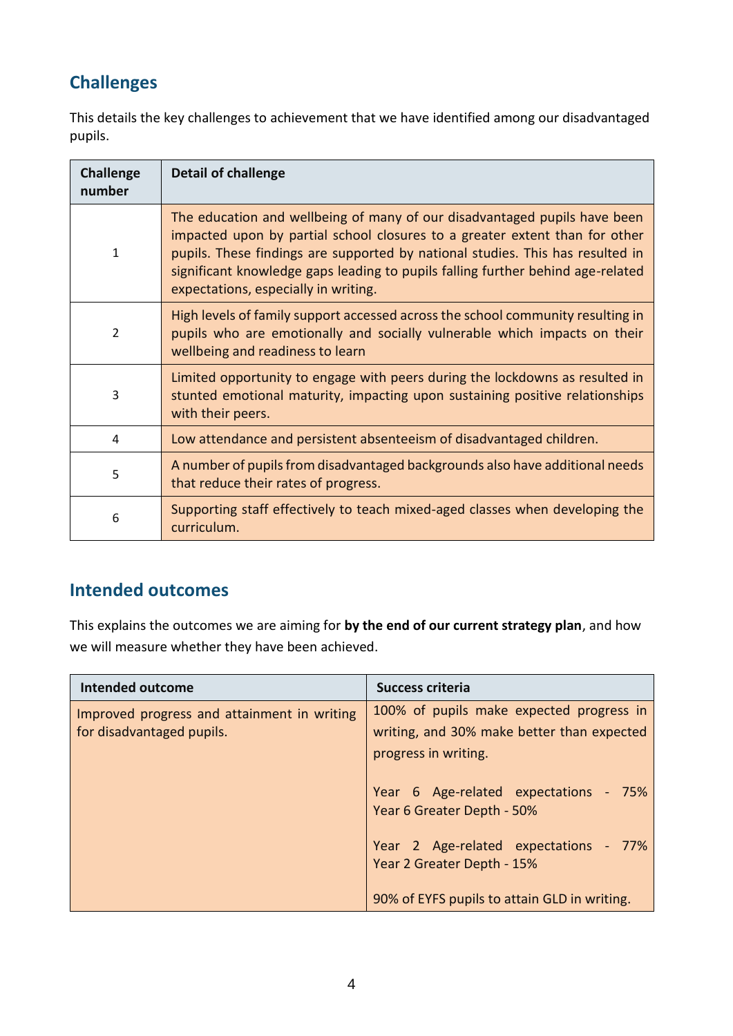## Challenges

This details the key challenges to achievement that we have identified among our disadvantaged pupils.

| Challenge number | Detail of challenge |
|---|---|
| 1 | The education and wellbeing of many of our disadvantaged pupils have been impacted upon by partial school closures to a greater extent than for other pupils. These findings are supported by national studies. This has resulted in significant knowledge gaps leading to pupils falling further behind age-related expectations, especially in writing. |
| 2 | High levels of family support accessed across the school community resulting in pupils who are emotionally and socially vulnerable which impacts on their wellbeing and readiness to learn |
| 3 | Limited opportunity to engage with peers during the lockdowns as resulted in stunted emotional maturity, impacting upon sustaining positive relationships with their peers. |
| 4 | Low attendance and persistent absenteeism of disadvantaged children. |
| 5 | A number of pupils from disadvantaged backgrounds also have additional needs that reduce their rates of progress. |
| 6 | Supporting staff effectively to teach mixed-aged classes when developing the curriculum. |

## Intended outcomes

This explains the outcomes we are aiming for **by the end of our current strategy plan**, and how we will measure whether they have been achieved.

| Intended outcome | Success criteria |
|---|---|
| Improved progress and attainment in writing for disadvantaged pupils. | 100% of pupils make expected progress in writing, and 30% make better than expected progress in writing.<br><br>Year 6 Age-related expectations - 75%<br>Year 6 Greater Depth - 50%<br><br>Year 2 Age-related expectations - 77%<br>Year 2 Greater Depth - 15%<br><br>90% of EYFS pupils to attain GLD in writing. |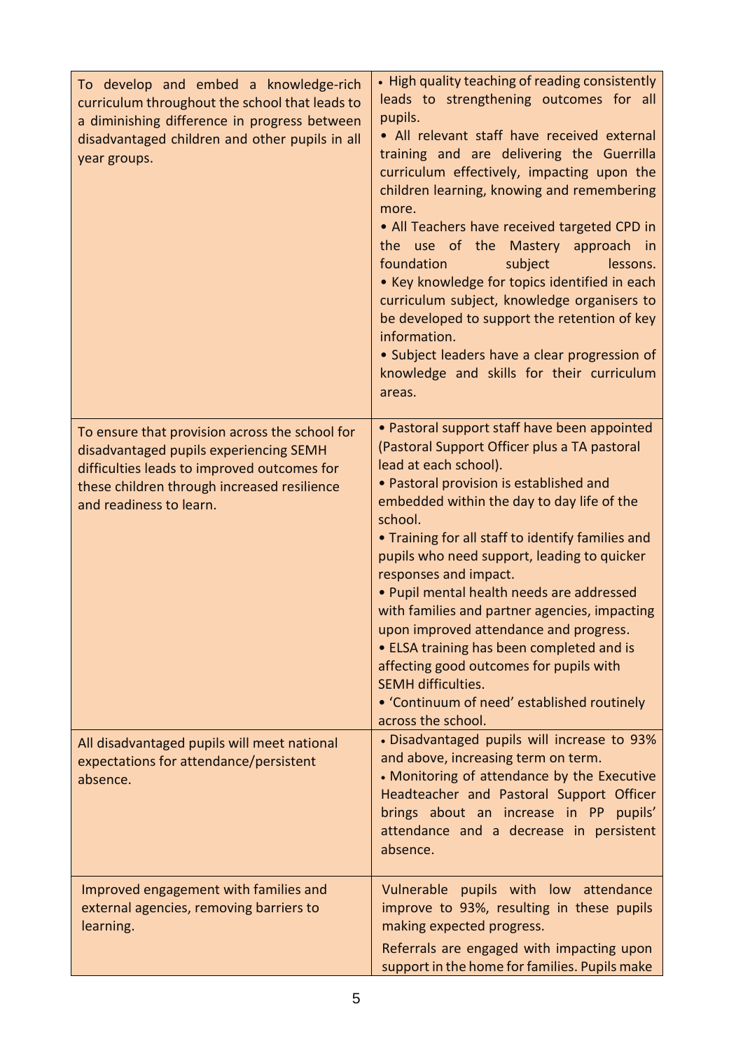| | |
|---|---|
| To develop and embed a knowledge-rich curriculum throughout the school that leads to a diminishing difference in progress between disadvantaged children and other pupils in all year groups. | • High quality teaching of reading consistently leads to strengthening outcomes for all pupils.<br>• All relevant staff have received external training and are delivering the Guerrilla curriculum effectively, impacting upon the children learning, knowing and remembering more.<br>• All Teachers have received targeted CPD in the use of the Mastery approach in foundation subject lessons.<br>• Key knowledge for topics identified in each curriculum subject, knowledge organisers to be developed to support the retention of key information.<br>• Subject leaders have a clear progression of knowledge and skills for their curriculum areas. |
| To ensure that provision across the school for disadvantaged pupils experiencing SEMH difficulties leads to improved outcomes for these children through increased resilience and readiness to learn. | • Pastoral support staff have been appointed (Pastoral Support Officer plus a TA pastoral lead at each school).<br>• Pastoral provision is established and embedded within the day to day life of the school.<br>• Training for all staff to identify families and pupils who need support, leading to quicker responses and impact.<br>• Pupil mental health needs are addressed with families and partner agencies, impacting upon improved attendance and progress.<br>• ELSA training has been completed and is affecting good outcomes for pupils with SEMH difficulties.<br>• 'Continuum of need' established routinely across the school. |
| All disadvantaged pupils will meet national expectations for attendance/persistent absence. | • Disadvantaged pupils will increase to 93% and above, increasing term on term.<br>• Monitoring of attendance by the Executive Headteacher and Pastoral Support Officer brings about an increase in PP pupils' attendance and a decrease in persistent absence. |
| Improved engagement with families and external agencies, removing barriers to learning. | Vulnerable pupils with low attendance improve to 93%, resulting in these pupils making expected progress.<br>Referrals are engaged with impacting upon support in the home for families. Pupils make |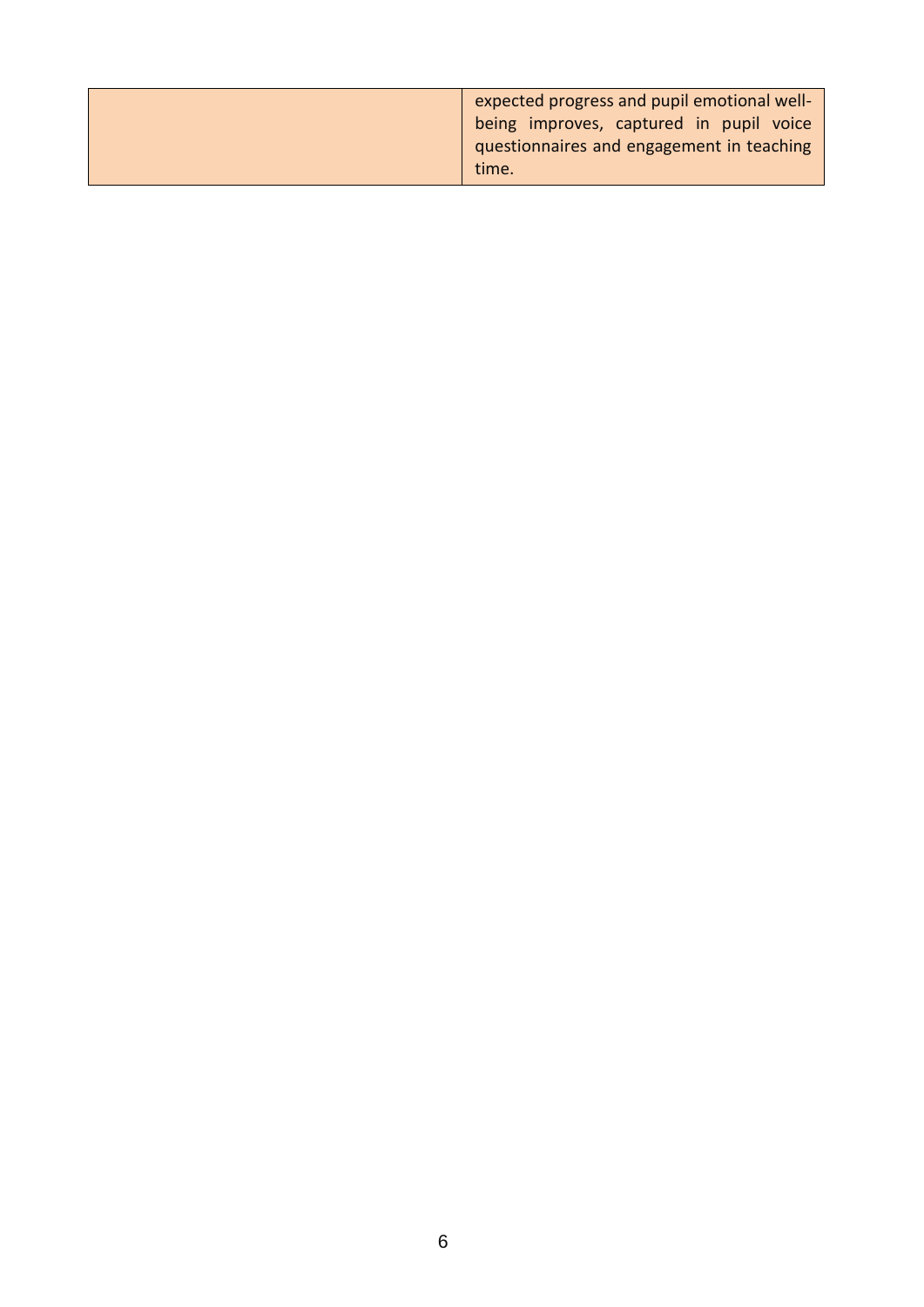| | |
|---|---|
| | expected progress and pupil emotional well-being improves, captured in pupil voice questionnaires and engagement in teaching time. |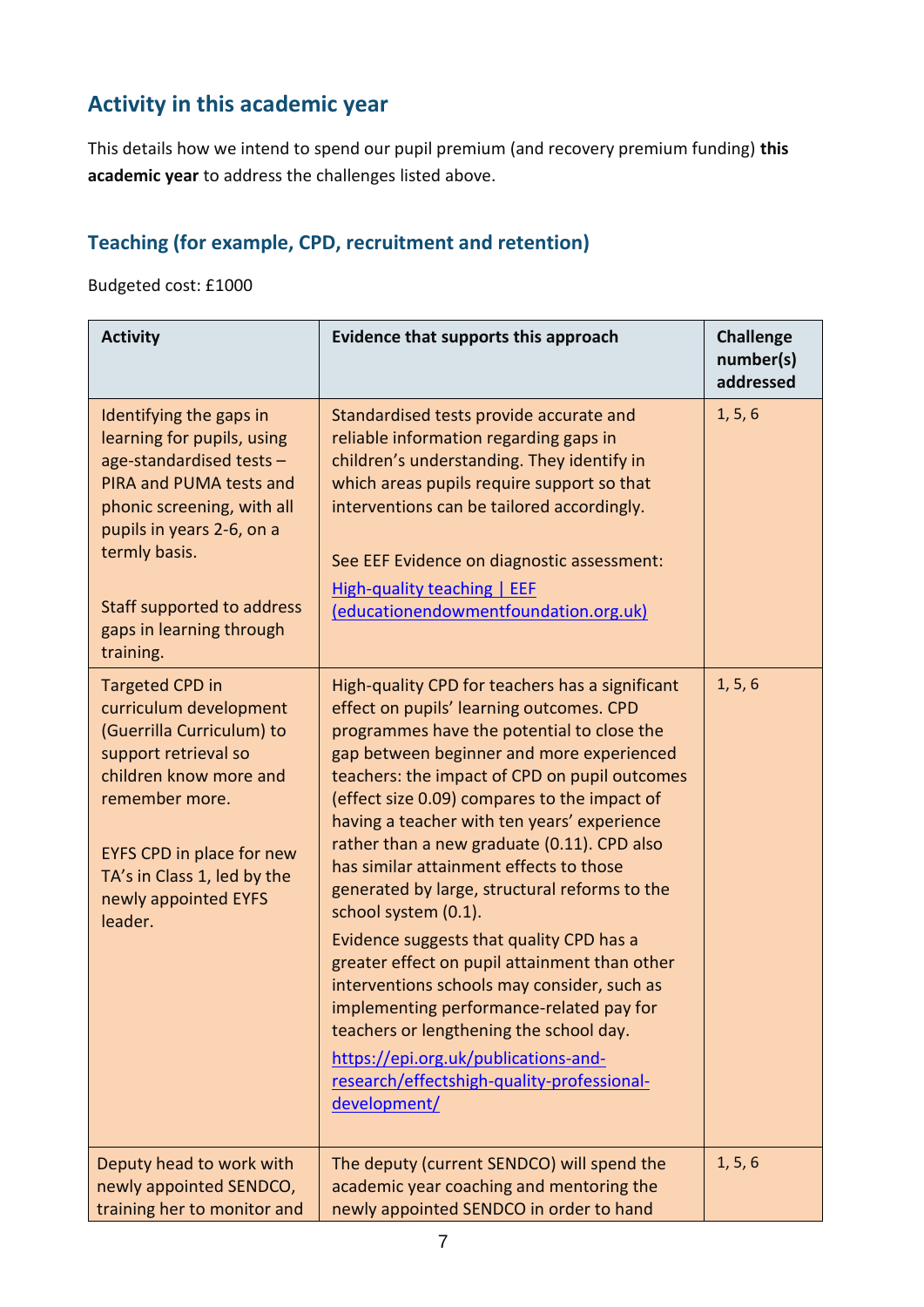## Activity in this academic year

This details how we intend to spend our pupil premium (and recovery premium funding) **this academic year** to address the challenges listed above.

### Teaching (for example, CPD, recruitment and retention)

Budgeted cost: £1000

| Activity | Evidence that supports this approach | Challenge number(s) addressed |
|---|---|---|
| Identifying the gaps in learning for pupils, using age-standardised tests – PIRA and PUMA tests and phonic screening, with all pupils in years 2-6, on a termly basis.<br><br>Staff supported to address gaps in learning through training. | Standardised tests provide accurate and reliable information regarding gaps in children's understanding. They identify in which areas pupils require support so that interventions can be tailored accordingly.<br><br>See EEF Evidence on diagnostic assessment: [High-quality teaching \| EEF (educationendowmentfoundation.org.uk)](educationendowmentfoundation.org.uk) | 1, 5, 6 |
| Targeted CPD in curriculum development (Guerrilla Curriculum) to support retrieval so children know more and remember more.<br><br>EYFS CPD in place for new TA's in Class 1, led by the newly appointed EYFS leader. | High-quality CPD for teachers has a significant effect on pupils' learning outcomes. CPD programmes have the potential to close the gap between beginner and more experienced teachers: the impact of CPD on pupil outcomes (effect size 0.09) compares to the impact of having a teacher with ten years' experience rather than a new graduate (0.11). CPD also has similar attainment effects to those generated by large, structural reforms to the school system (0.1).<br><br>Evidence suggests that quality CPD has a greater effect on pupil attainment than other interventions schools may consider, such as implementing performance-related pay for teachers or lengthening the school day.<br><br>[https://epi.org.uk/publications-and-research/effectshigh-quality-professional-development/](https://epi.org.uk/publications-and-research/effectshigh-quality-professional-development/) | 1, 5, 6 |
| Deputy head to work with newly appointed SENDCO, training her to monitor and | The deputy (current SENDCO) will spend the academic year coaching and mentoring the newly appointed SENDCO in order to hand | 1, 5, 6 |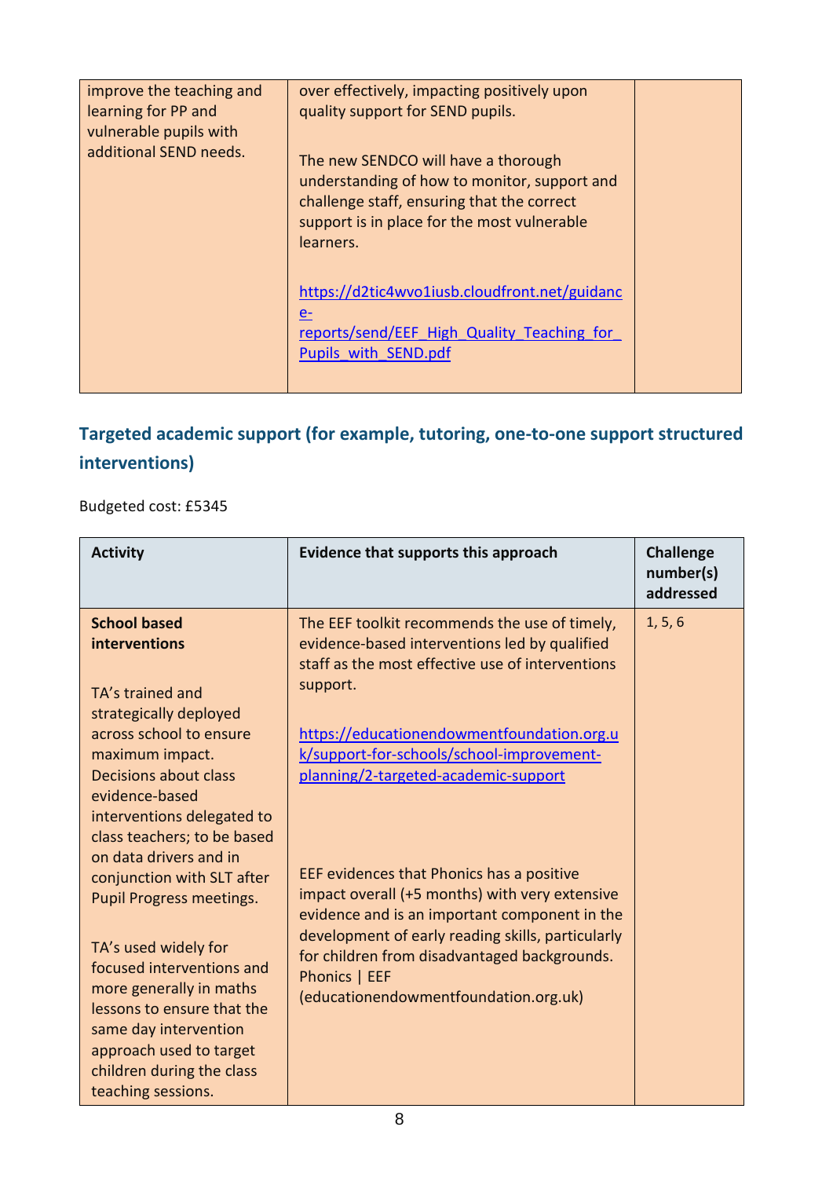| | | |
|---|---|---|
| improve the teaching and learning for PP and vulnerable pupils with additional SEND needs. | over effectively, impacting positively upon quality support for SEND pupils.<br><br>The new SENDCO will have a thorough understanding of how to monitor, support and challenge staff, ensuring that the correct support is in place for the most vulnerable learners.<br><br>https://d2tic4wvo1iusb.cloudfront.net/guidance-reports/send/EEF_High_Quality_Teaching_for_Pupils_with_SEND.pdf | |

## Targeted academic support (for example, tutoring, one-to-one support structured interventions)

Budgeted cost: £5345

| Activity | Evidence that supports this approach | Challenge number(s) addressed |
|---|---|---|
| **School based interventions**<br><br>TA's trained and strategically deployed across school to ensure maximum impact. Decisions about class evidence-based interventions delegated to class teachers; to be based on data drivers and in conjunction with SLT after Pupil Progress meetings.<br><br>TA's used widely for focused interventions and more generally in maths lessons to ensure that the same day intervention approach used to target children during the class teaching sessions. | The EEF toolkit recommends the use of timely, evidence-based interventions led by qualified staff as the most effective use of interventions support.<br><br>https://educationendowmentfoundation.org.uk/support-for-schools/school-improvement-planning/2-targeted-academic-support<br><br>EEF evidences that Phonics has a positive impact overall (+5 months) with very extensive evidence and is an important component in the development of early reading skills, particularly for children from disadvantaged backgrounds. Phonics \| EEF (educationendowmentfoundation.org.uk) | 1, 5, 6 |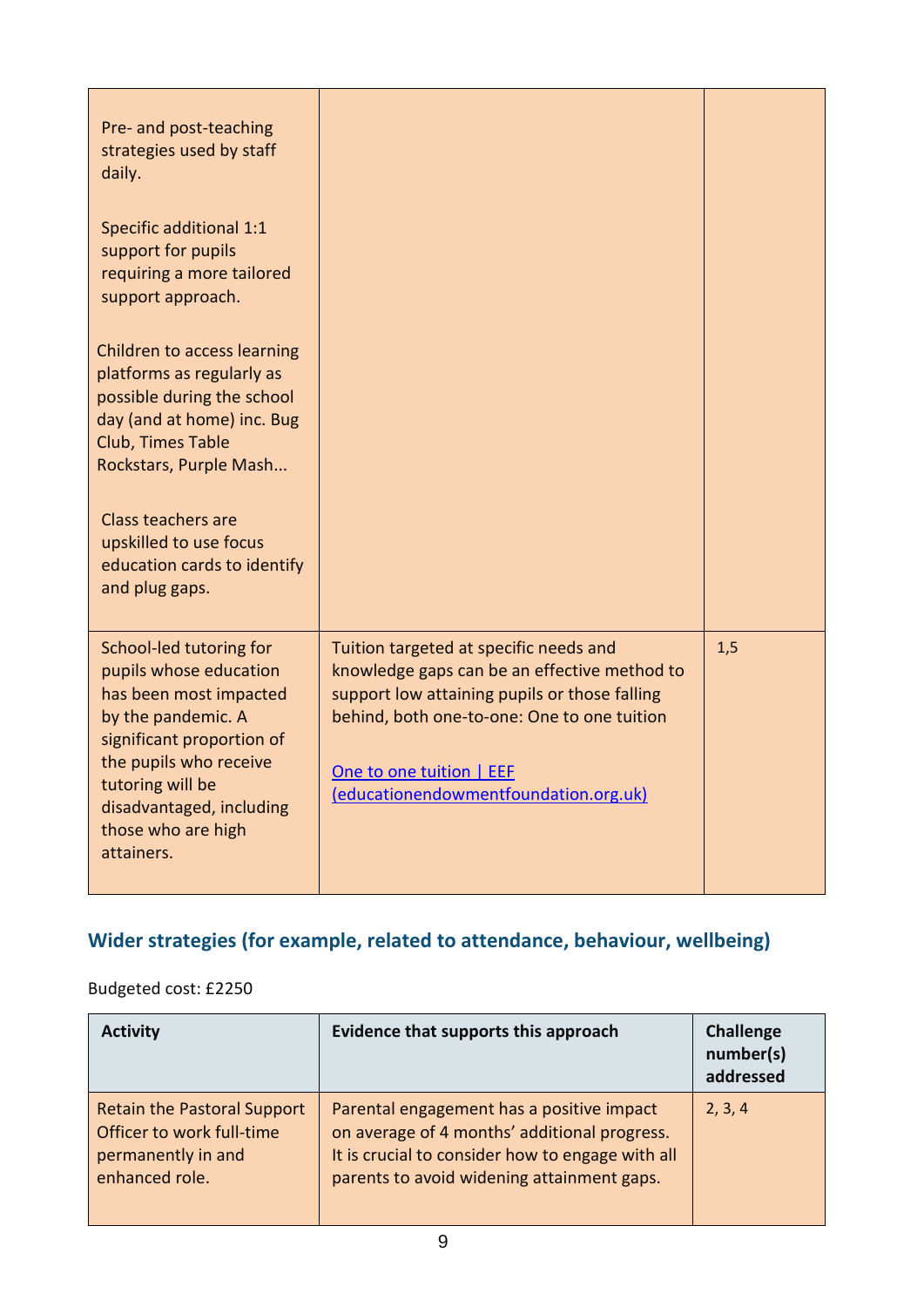| | | |
|---|---|---|
| Pre- and post-teaching strategies used by staff daily.<br><br>Specific additional 1:1 support for pupils requiring a more tailored support approach.<br><br>Children to access learning platforms as regularly as possible during the school day (and at home) inc. Bug Club, Times Table Rockstars, Purple Mash...<br><br>Class teachers are upskilled to use focus education cards to identify and plug gaps. | | |
| School-led tutoring for pupils whose education has been most impacted by the pandemic. A significant proportion of the pupils who receive tutoring will be disadvantaged, including those who are high attainers. | Tuition targeted at specific needs and knowledge gaps can be an effective method to support low attaining pupils or those falling behind, both one-to-one: One to one tuition<br><br>[One to one tuition \| EEF (educationendowmentfoundation.org.uk)](https://educationendowmentfoundation.org.uk) | 1,5 |

## Wider strategies (for example, related to attendance, behaviour, wellbeing)

Budgeted cost: £2250

| Activity | Evidence that supports this approach | Challenge number(s) addressed |
|---|---|---|
| Retain the Pastoral Support Officer to work full-time permanently in and enhanced role. | Parental engagement has a positive impact on average of 4 months' additional progress. It is crucial to consider how to engage with all parents to avoid widening attainment gaps. | 2, 3, 4 |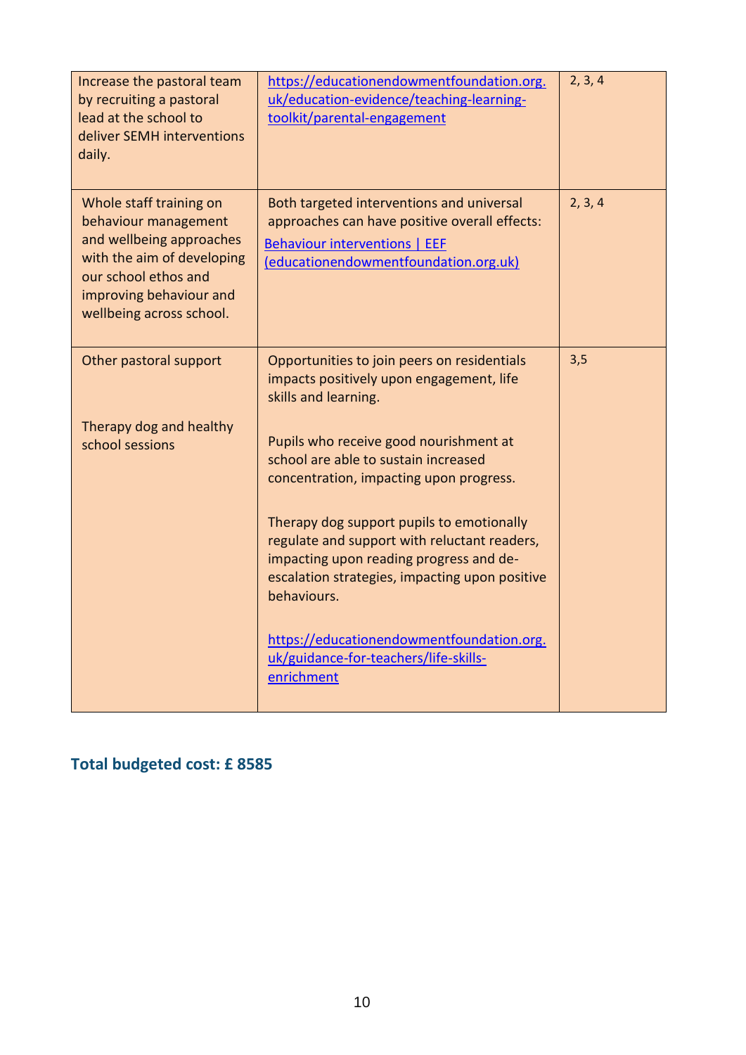| | | |
|---|---|---|
| Increase the pastoral team by recruiting a pastoral lead at the school to deliver SEMH interventions daily. | https://educationendowmentfoundation.org.uk/education-evidence/teaching-learning-toolkit/parental-engagement | 2, 3, 4 |
| Whole staff training on behaviour management and wellbeing approaches with the aim of developing our school ethos and improving behaviour and wellbeing across school. | Both targeted interventions and universal approaches can have positive overall effects: [Behaviour interventions \| EEF (educationendowmentfoundation.org.uk)] | 2, 3, 4 |
| Other pastoral support<br><br>Therapy dog and healthy school sessions | Opportunities to join peers on residentials impacts positively upon engagement, life skills and learning.<br><br>Pupils who receive good nourishment at school are able to sustain increased concentration, impacting upon progress.<br><br>Therapy dog support pupils to emotionally regulate and support with reluctant readers, impacting upon reading progress and de-escalation strategies, impacting upon positive behaviours.<br><br>https://educationendowmentfoundation.org.uk/guidance-for-teachers/life-skills-enrichment | 3,5 |

## Total budgeted cost: £ 8585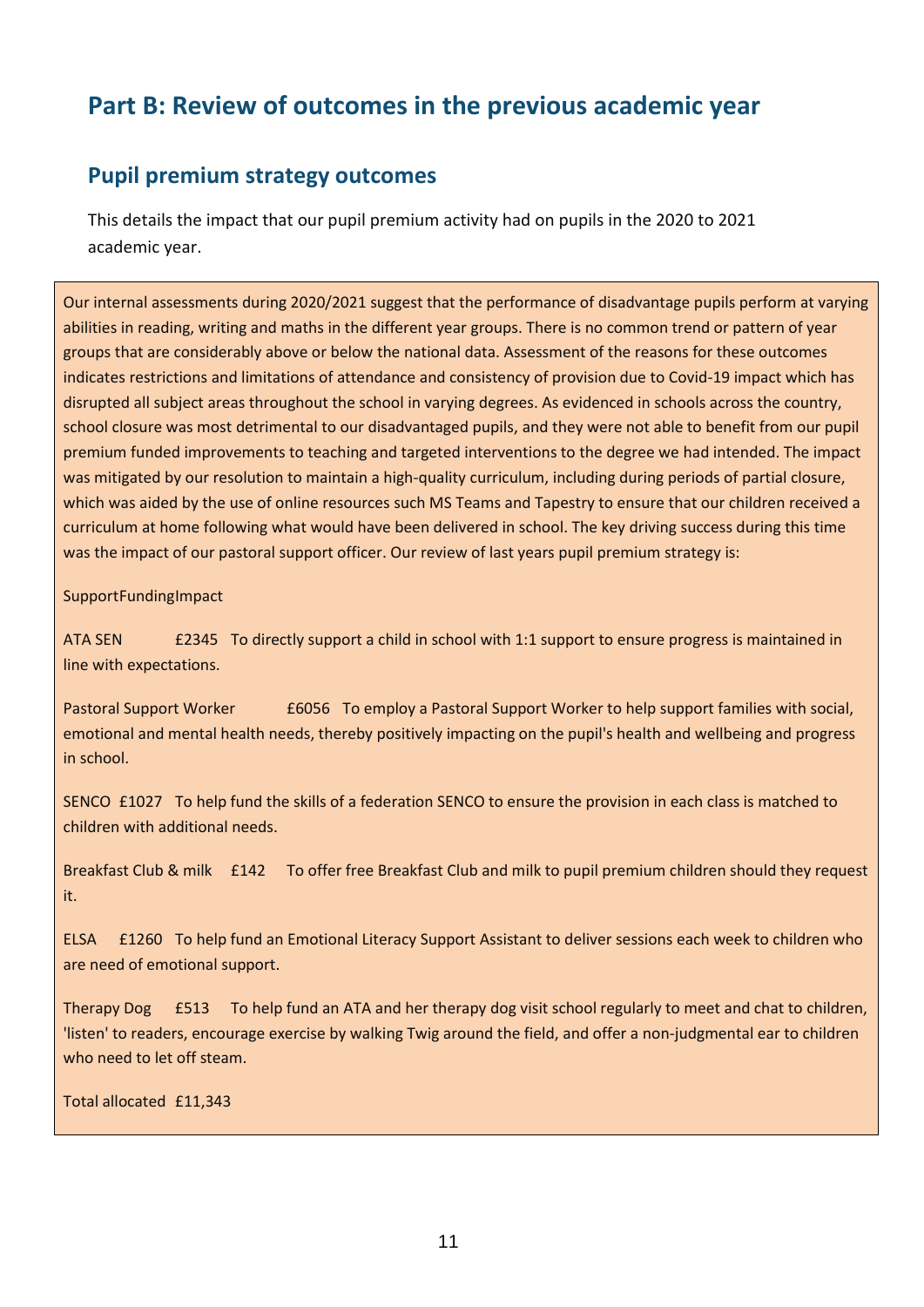# Part B: Review of outcomes in the previous academic year

## Pupil premium strategy outcomes

This details the impact that our pupil premium activity had on pupils in the 2020 to 2021 academic year.

Our internal assessments during 2020/2021 suggest that the performance of disadvantage pupils perform at varying abilities in reading, writing and maths in the different year groups. There is no common trend or pattern of year groups that are considerably above or below the national data. Assessment of the reasons for these outcomes indicates restrictions and limitations of attendance and consistency of provision due to Covid-19 impact which has disrupted all subject areas throughout the school in varying degrees. As evidenced in schools across the country, school closure was most detrimental to our disadvantaged pupils, and they were not able to benefit from our pupil premium funded improvements to teaching and targeted interventions to the degree we had intended. The impact was mitigated by our resolution to maintain a high-quality curriculum, including during periods of partial closure, which was aided by the use of online resources such MS Teams and Tapestry to ensure that our children received a curriculum at home following what would have been delivered in school. The key driving success during this time was the impact of our pastoral support officer. Our review of last years pupil premium strategy is:

| Support | Funding | Impact |
|---|---|---|
| ATA SEN | £2345 | To directly support a child in school with 1:1 support to ensure progress is maintained in line with expectations. |
| Pastoral Support Worker | £6056 | To employ a Pastoral Support Worker to help support families with social, emotional and mental health needs, thereby positively impacting on the pupil's health and wellbeing and progress in school. |
| SENCO | £1027 | To help fund the skills of a federation SENCO to ensure the provision in each class is matched to children with additional needs. |
| Breakfast Club & milk | £142 | To offer free Breakfast Club and milk to pupil premium children should they request it. |
| ELSA | £1260 | To help fund an Emotional Literacy Support Assistant to deliver sessions each week to children who are need of emotional support. |
| Therapy Dog | £513 | To help fund an ATA and her therapy dog visit school regularly to meet and chat to children, 'listen' to readers, encourage exercise by walking Twig around the field, and offer a non-judgmental ear to children who need to let off steam. |
| Total allocated | £11,343 | |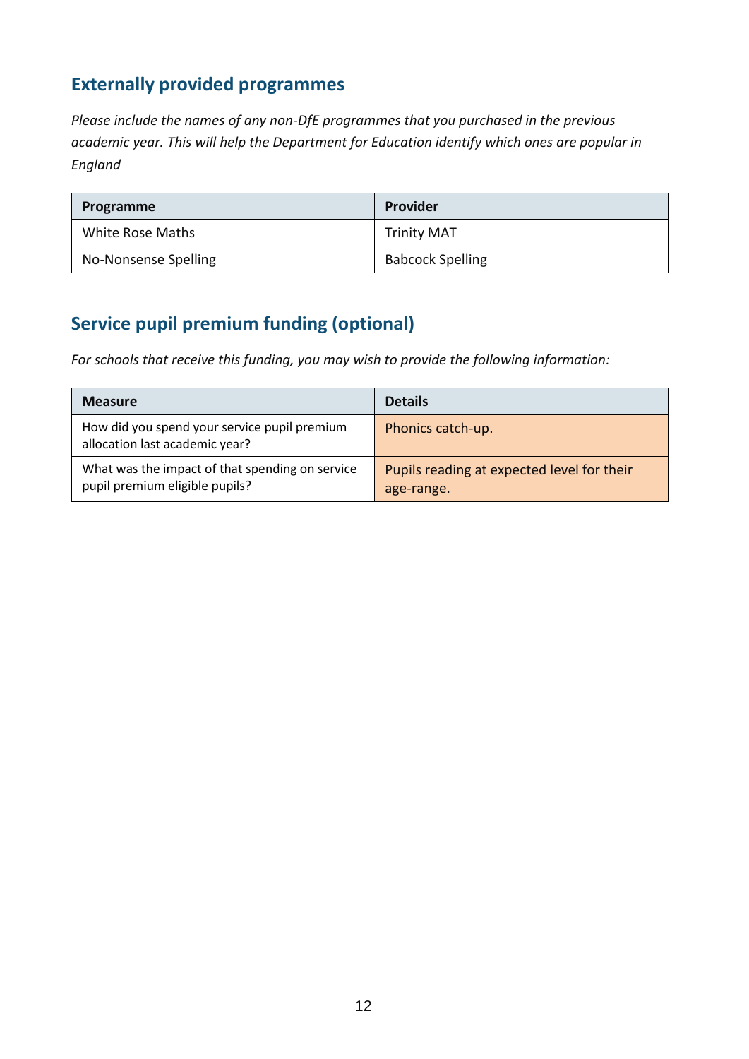## Externally provided programmes

*Please include the names of any non-DfE programmes that you purchased in the previous academic year. This will help the Department for Education identify which ones are popular in England*

| Programme | Provider |
|---|---|
| White Rose Maths | Trinity MAT |
| No-Nonsense Spelling | Babcock Spelling |

## Service pupil premium funding (optional)

*For schools that receive this funding, you may wish to provide the following information:*

| Measure | Details |
|---|---|
| How did you spend your service pupil premium allocation last academic year? | Phonics catch-up. |
| What was the impact of that spending on service pupil premium eligible pupils? | Pupils reading at expected level for their age-range. |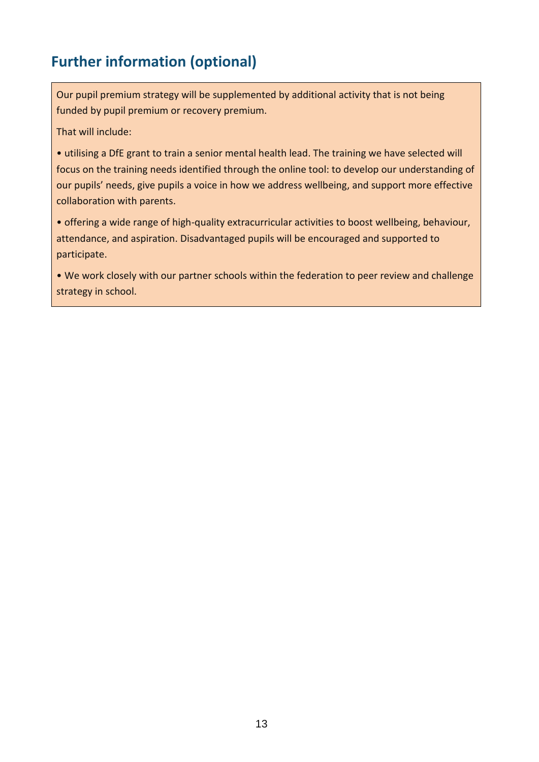## Further information (optional)

Our pupil premium strategy will be supplemented by additional activity that is not being funded by pupil premium or recovery premium.

That will include:

- utilising a DfE grant to train a senior mental health lead. The training we have selected will focus on the training needs identified through the online tool: to develop our understanding of our pupils' needs, give pupils a voice in how we address wellbeing, and support more effective collaboration with parents.
- offering a wide range of high-quality extracurricular activities to boost wellbeing, behaviour, attendance, and aspiration. Disadvantaged pupils will be encouraged and supported to participate.
- We work closely with our partner schools within the federation to peer review and challenge strategy in school.